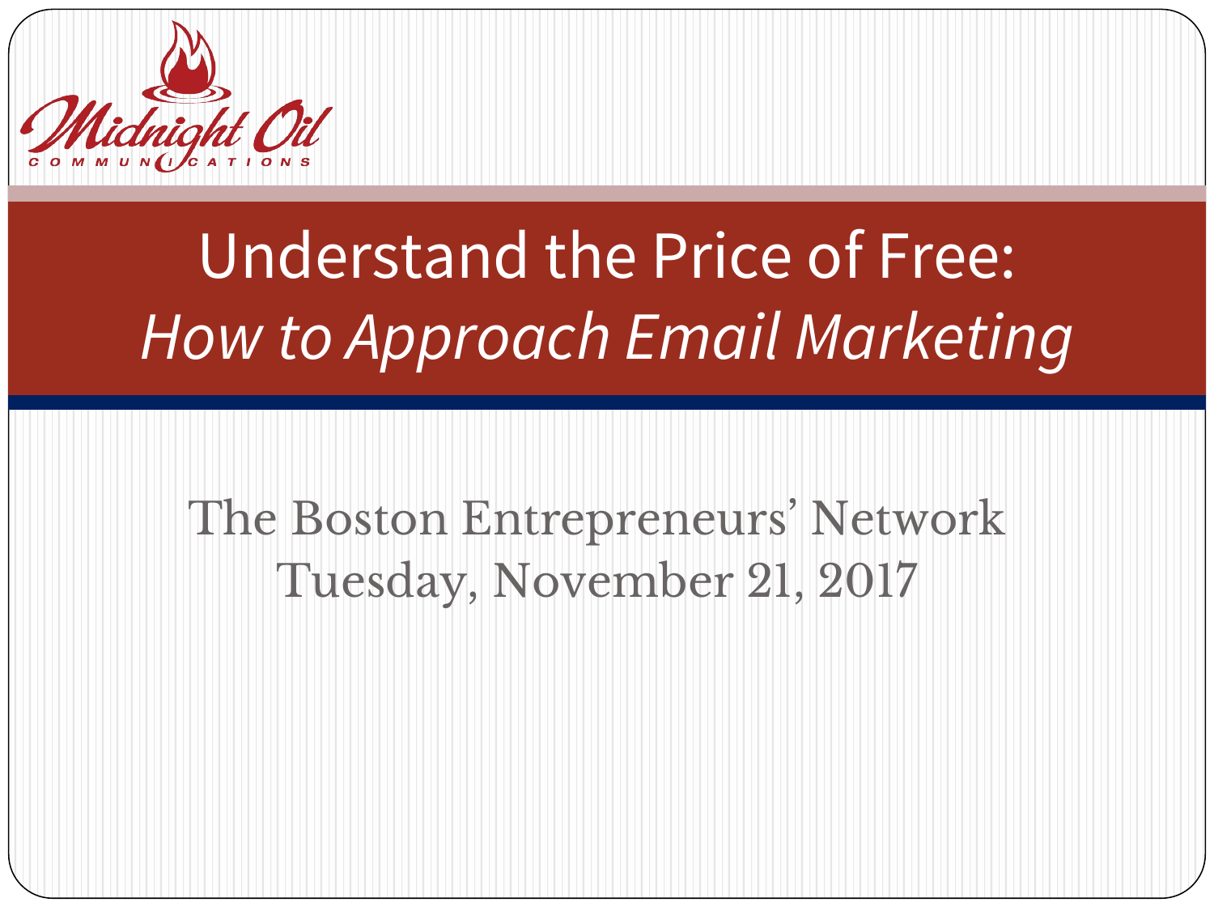Midnight Oil Communications

# Understand the Price of Free: *How to Approach Email Marketing*

The Boston Entrepreneurs' Network
Tuesday, November 21, 2017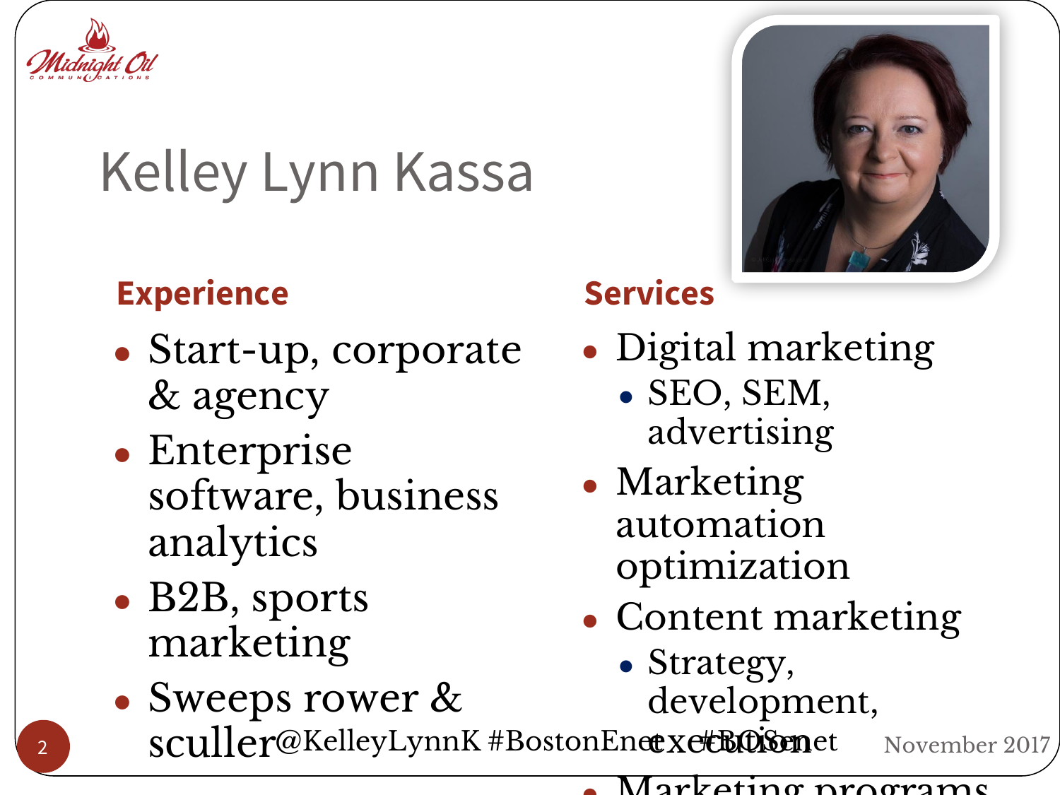# Kelley Lynn Kassa

## Experience

- Start-up, corporate & agency
- Enterprise software, business analytics
- B2B, sports marketing
- Sweeps rower & sculler

## Services

- Digital marketing
  - SEO, SEM, advertising
- Marketing automation optimization
- Content marketing
  - Strategy, development, execution
- Marketing programs

@KelleyLynnK #BostonEnet #BOSenet

November 2017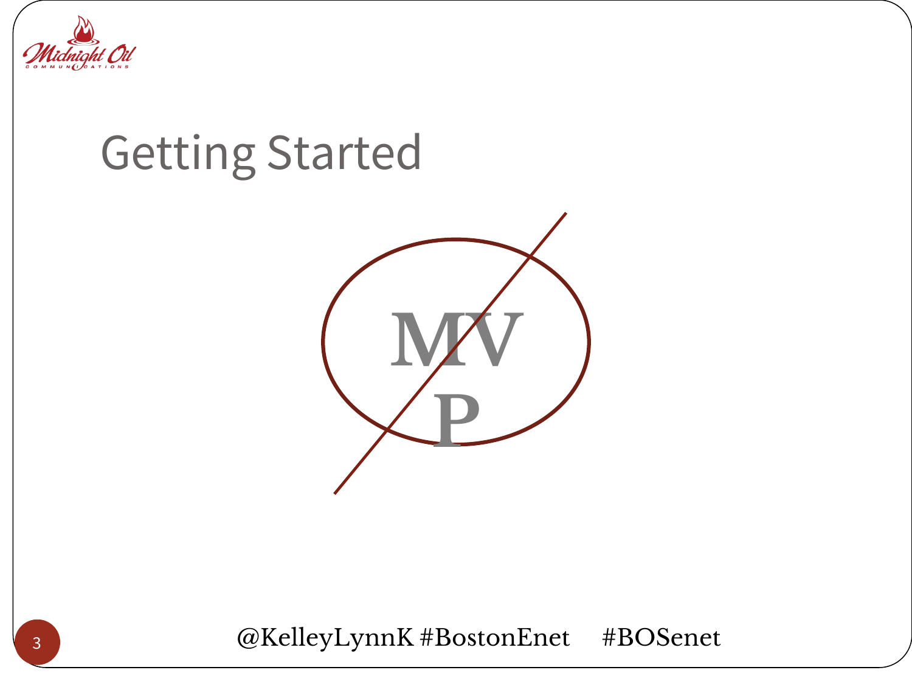# Getting Started

MVP

@KelleyLynnK #BostonEnet #BOSenet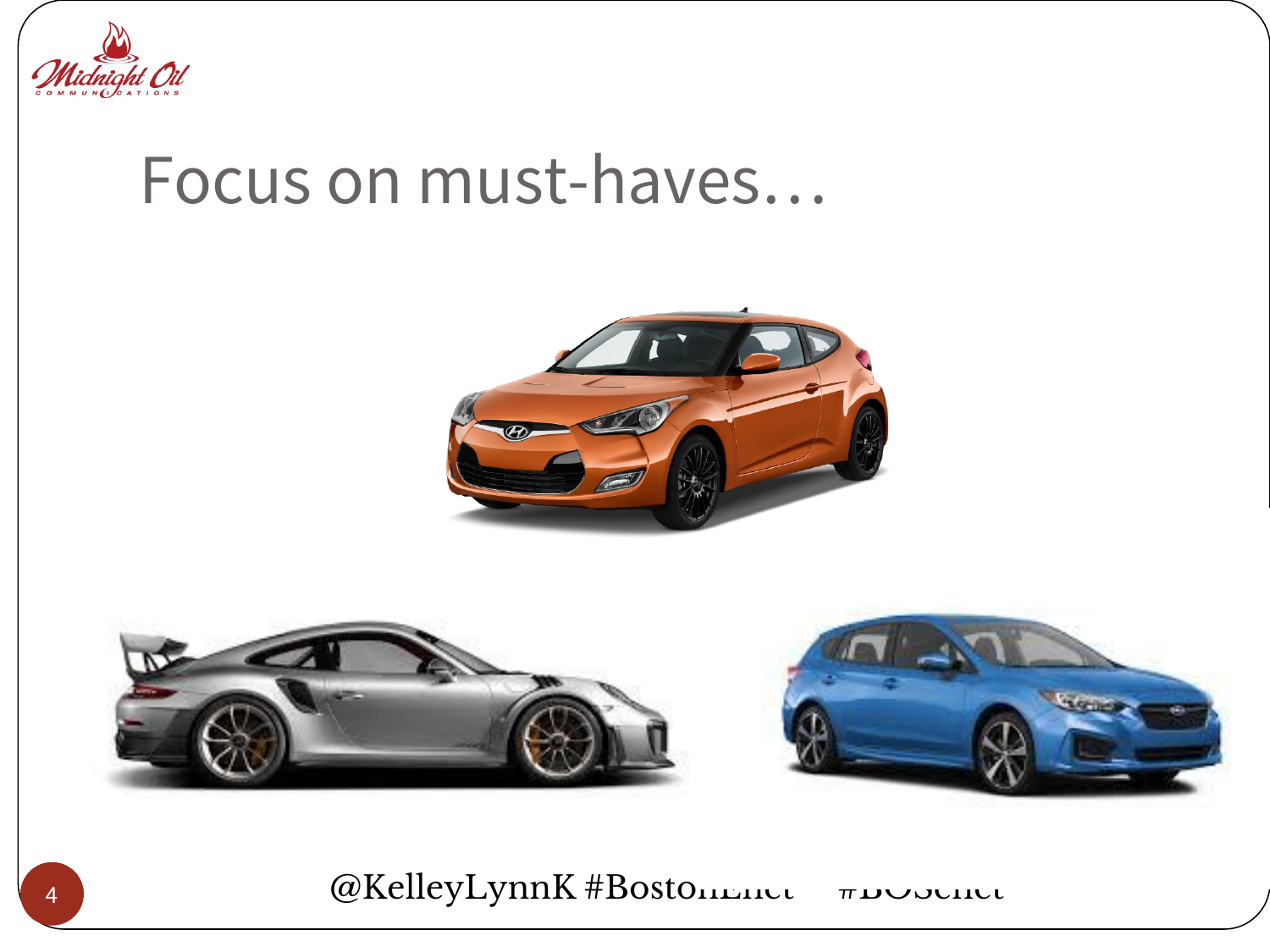# Focus on must-haves…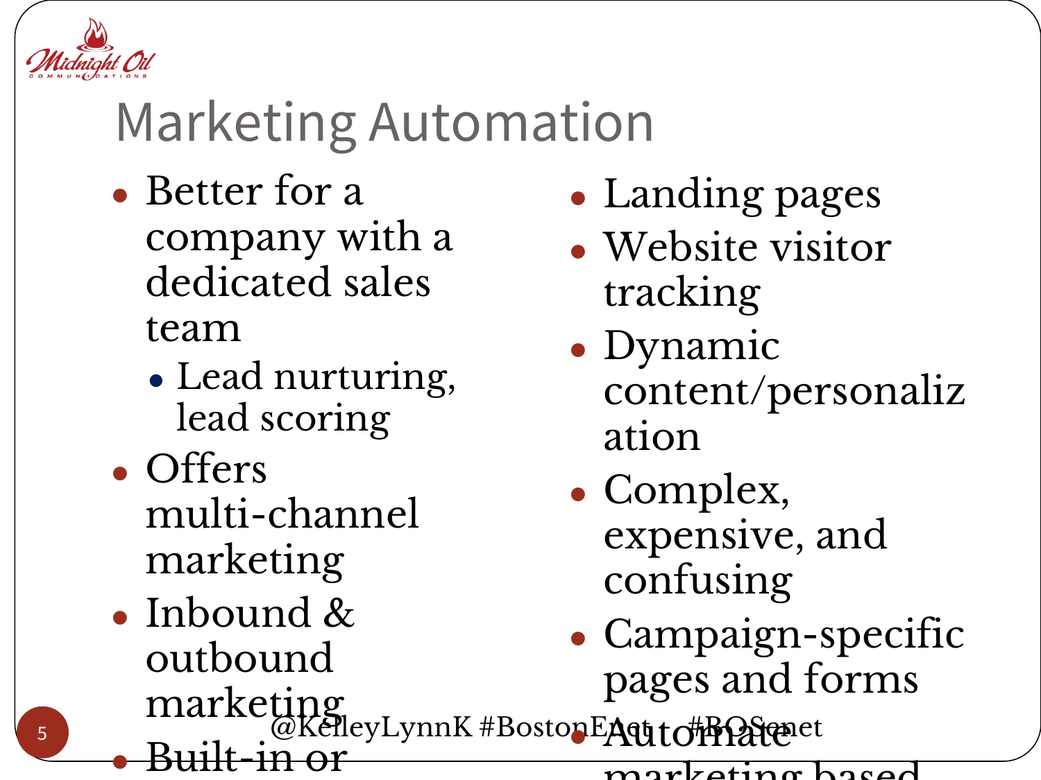# Marketing Automation

- Better for a company with a dedicated sales team
  - Lead nurturing, lead scoring
- Offers multi-channel marketing
- Inbound & outbound marketing
- Built-in or
- Landing pages
- Website visitor tracking
- Dynamic content/personalization
- Complex, expensive, and confusing
- Campaign-specific pages and forms
- Automate marketing based

@KelleyLynnK #BostonEAct #BOSenet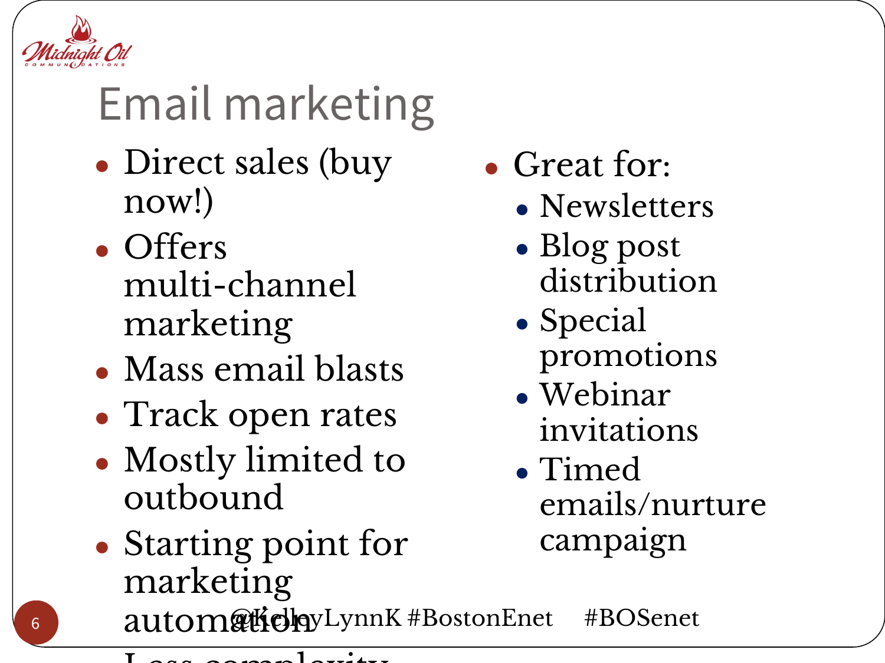# Email marketing

- Direct sales (buy now!)
- Offers multi-channel marketing
- Mass email blasts
- Track open rates
- Mostly limited to outbound
- Starting point for marketing automation

- Great for:
  - Newsletters
  - Blog post distribution
  - Special promotions
  - Webinar invitations
  - Timed emails/nurture campaign

@KelleyLynnK #BostonEnet #BOSenet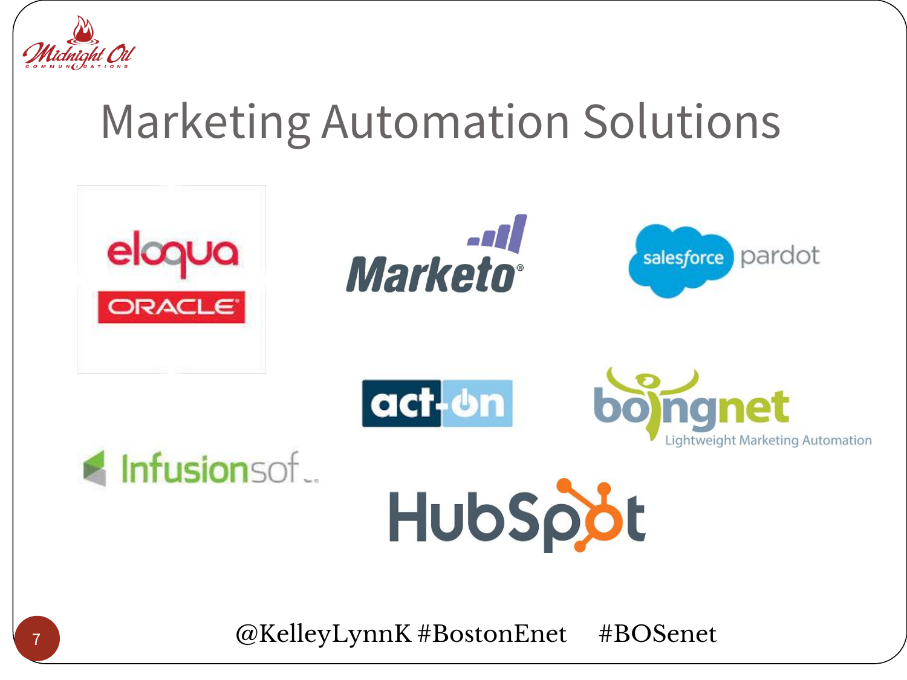# Marketing Automation Solutions

eloqua ORACLE

Marketo

salesforce pardot

act-on

bOingnet Lightweight Marketing Automation

Infusionsof..

HubSpot

@KelleyLynnK #BostonEnet #BOSenet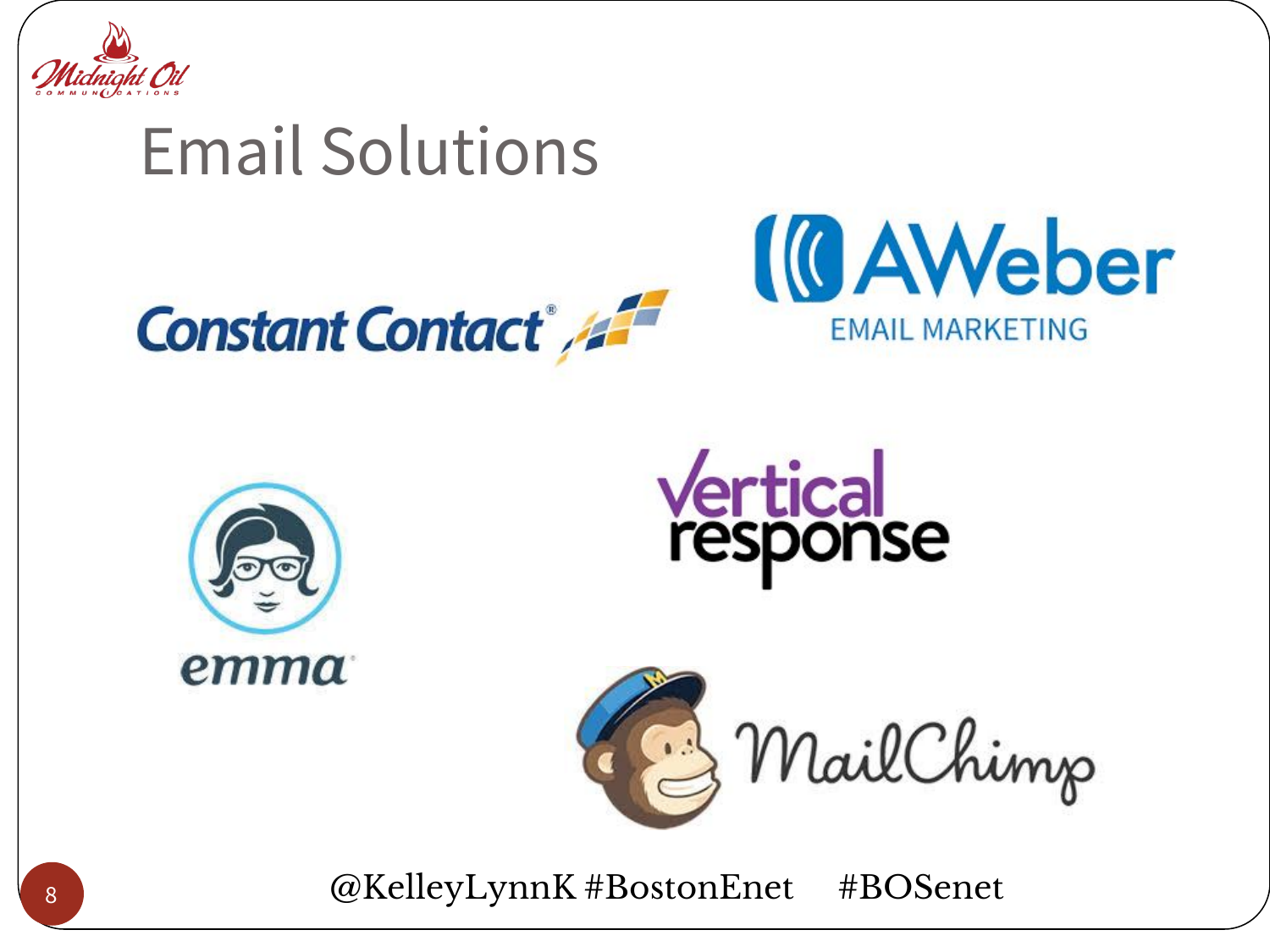# Email Solutions

Constant Contact

AWeber EMAIL MARKETING

emma

Vertical response

MailChimp

@KelleyLynnK #BostonEnet #BOSenet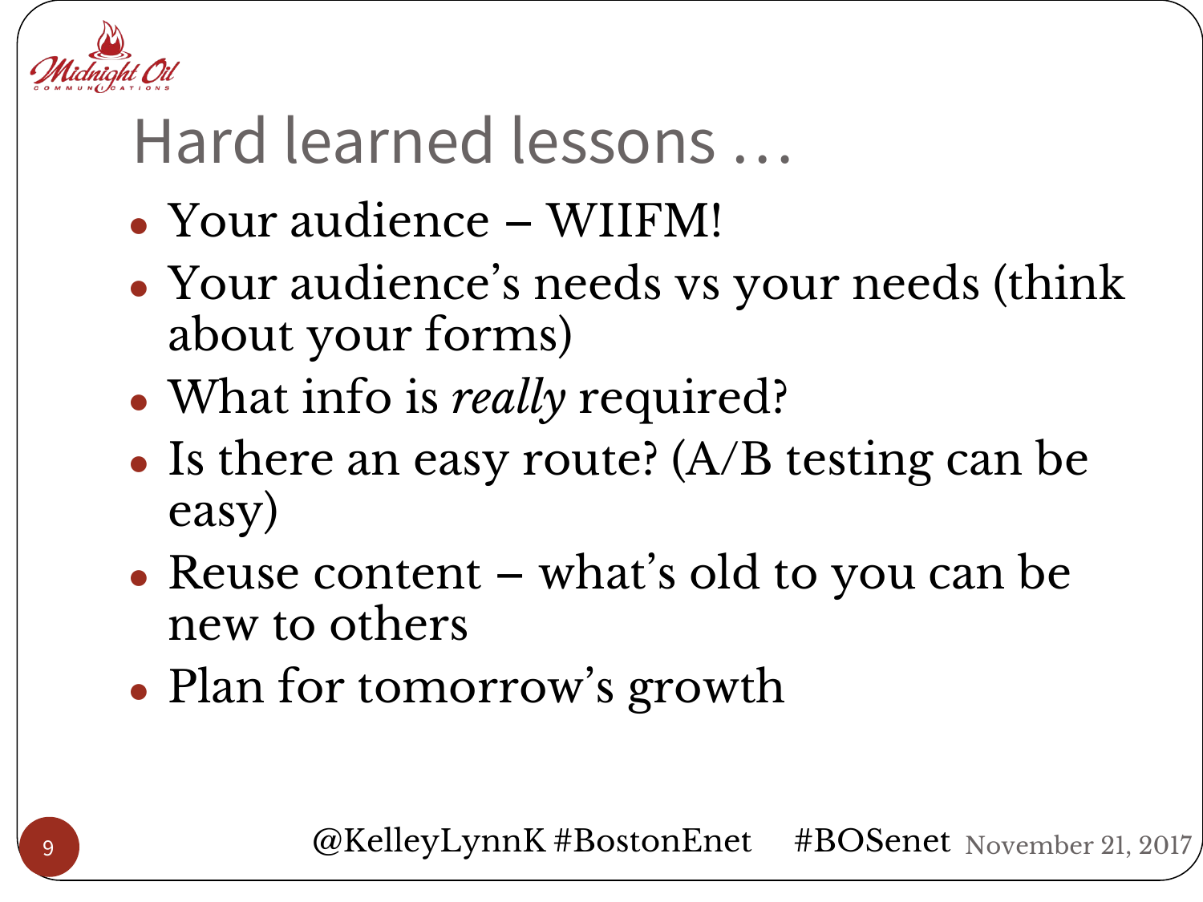# Hard learned lessons …

- Your audience – WIIFM!
- Your audience's needs vs your needs (think about your forms)
- What info is *really* required?
- Is there an easy route? (A/B testing can be easy)
- Reuse content – what's old to you can be new to others
- Plan for tomorrow's growth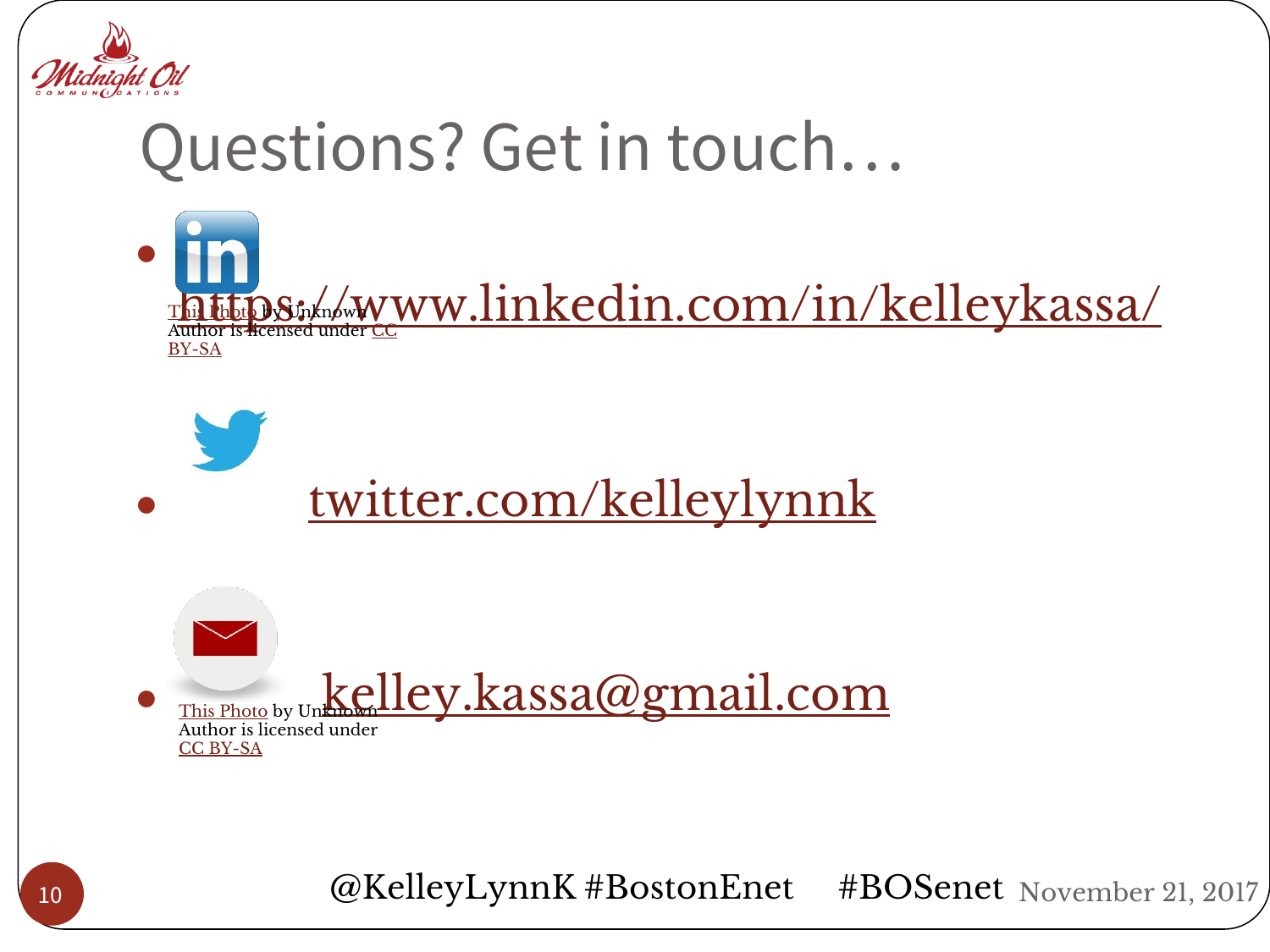# Questions? Get in touch…

- https://www.linkedin.com/in/kelleykassa/

  This Photo by Unknown Author is licensed under CC BY-SA

- twitter.com/kelleylynnk

- kelley.kassa@gmail.com

  This Photo by Unknown Author is licensed under CC BY-SA

@KelleyLynnK #BostonEnet #BOSenet November 21, 2017